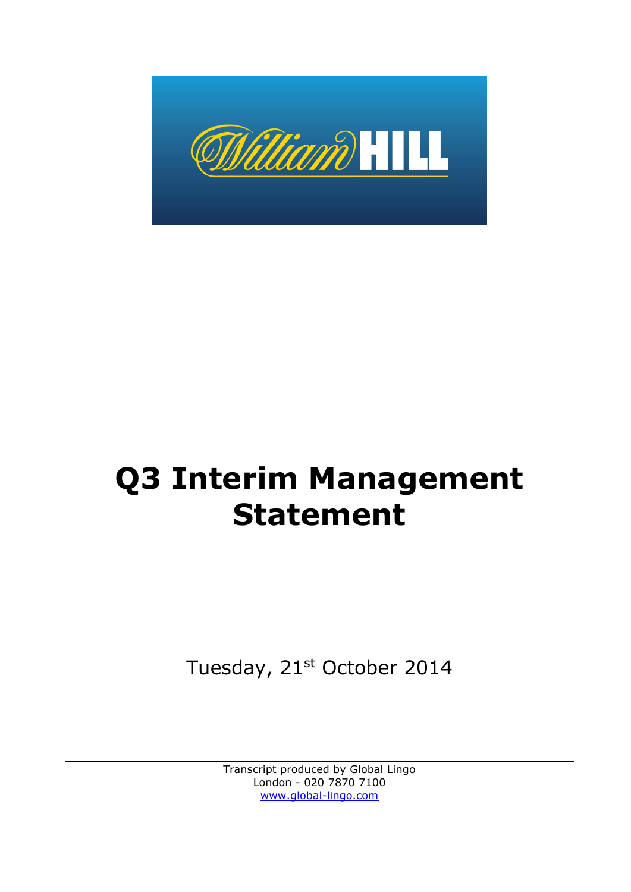# Q3 Interim Management Statement

Tuesday, 21st October 2014

Transcript produced by Global Lingo
London - 020 7870 7100
www.global-lingo.com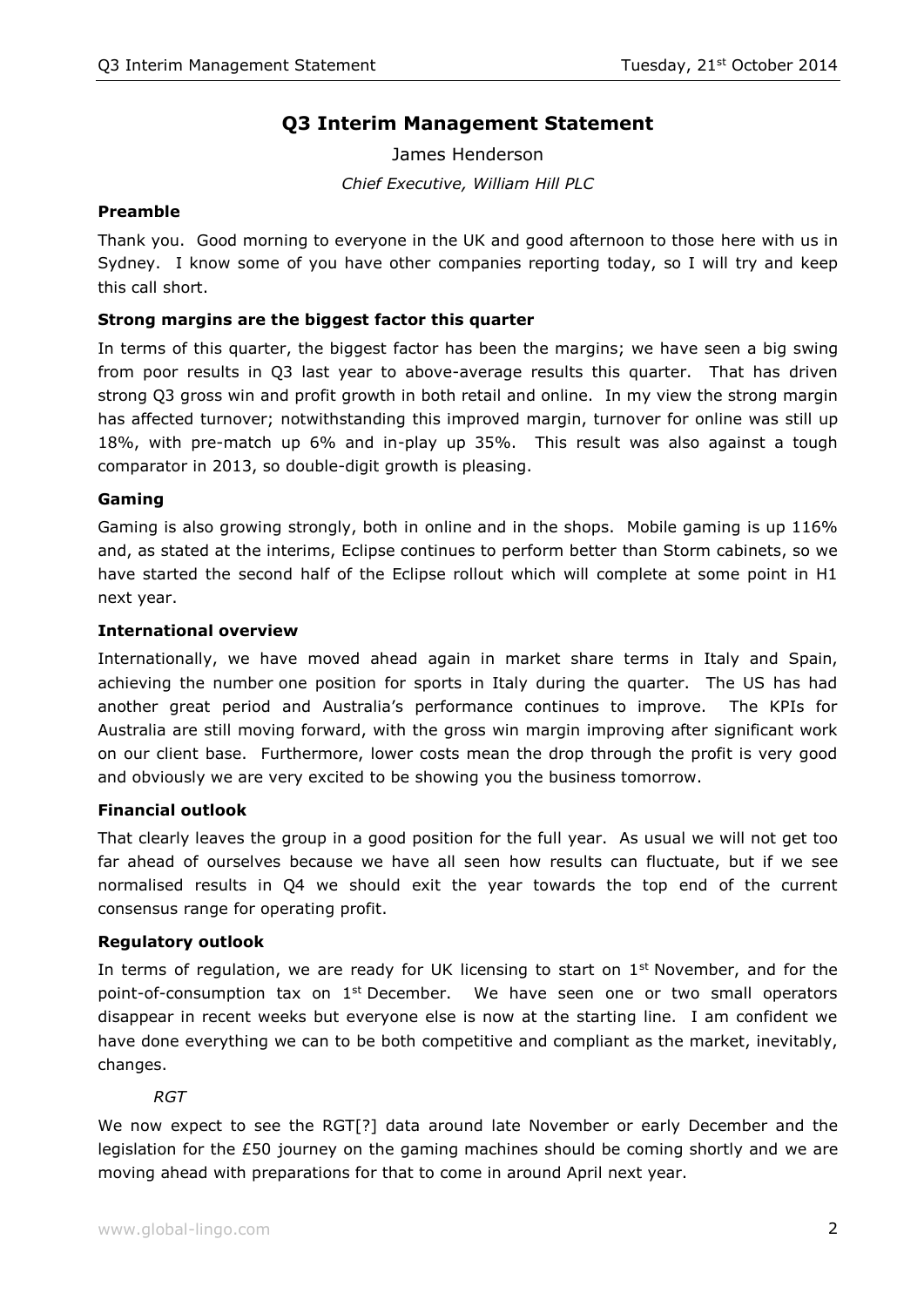# Q3 Interim Management Statement

James Henderson

*Chief Executive, William Hill PLC*

### Preamble

Thank you. Good morning to everyone in the UK and good afternoon to those here with us in Sydney. I know some of you have other companies reporting today, so I will try and keep this call short.

### Strong margins are the biggest factor this quarter

In terms of this quarter, the biggest factor has been the margins; we have seen a big swing from poor results in Q3 last year to above-average results this quarter. That has driven strong Q3 gross win and profit growth in both retail and online. In my view the strong margin has affected turnover; notwithstanding this improved margin, turnover for online was still up 18%, with pre-match up 6% and in-play up 35%. This result was also against a tough comparator in 2013, so double-digit growth is pleasing.

### Gaming

Gaming is also growing strongly, both in online and in the shops. Mobile gaming is up 116% and, as stated at the interims, Eclipse continues to perform better than Storm cabinets, so we have started the second half of the Eclipse rollout which will complete at some point in H1 next year.

### International overview

Internationally, we have moved ahead again in market share terms in Italy and Spain, achieving the number one position for sports in Italy during the quarter. The US has had another great period and Australia's performance continues to improve. The KPIs for Australia are still moving forward, with the gross win margin improving after significant work on our client base. Furthermore, lower costs mean the drop through the profit is very good and obviously we are very excited to be showing you the business tomorrow.

### Financial outlook

That clearly leaves the group in a good position for the full year. As usual we will not get too far ahead of ourselves because we have all seen how results can fluctuate, but if we see normalised results in Q4 we should exit the year towards the top end of the current consensus range for operating profit.

### Regulatory outlook

In terms of regulation, we are ready for UK licensing to start on 1st November, and for the point-of-consumption tax on 1st December. We have seen one or two small operators disappear in recent weeks but everyone else is now at the starting line. I am confident we have done everything we can to be both competitive and compliant as the market, inevitably, changes.

#### *RGT*

We now expect to see the RGT[?] data around late November or early December and the legislation for the £50 journey on the gaming machines should be coming shortly and we are moving ahead with preparations for that to come in around April next year.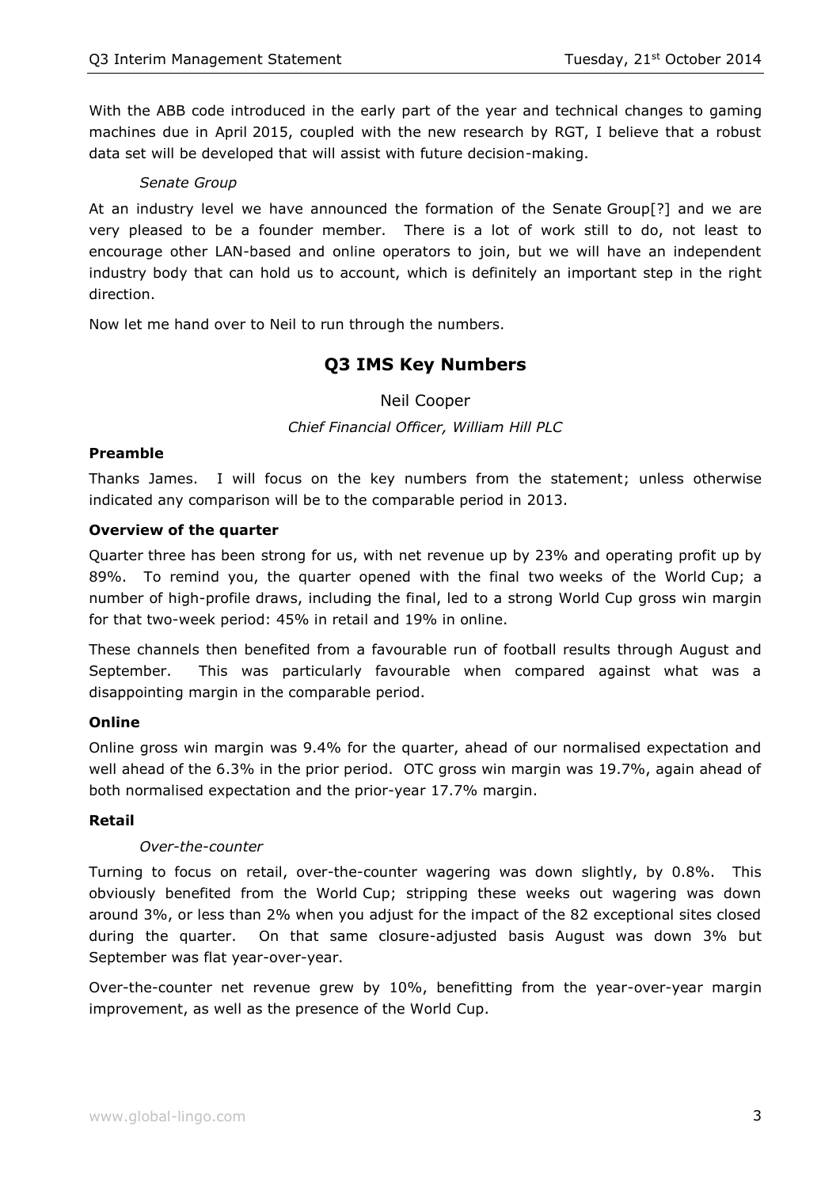With the ABB code introduced in the early part of the year and technical changes to gaming machines due in April 2015, coupled with the new research by RGT, I believe that a robust data set will be developed that will assist with future decision-making.

*Senate Group*

At an industry level we have announced the formation of the Senate Group[?] and we are very pleased to be a founder member. There is a lot of work still to do, not least to encourage other LAN-based and online operators to join, but we will have an independent industry body that can hold us to account, which is definitely an important step in the right direction.

Now let me hand over to Neil to run through the numbers.

## Q3 IMS Key Numbers

Neil Cooper

*Chief Financial Officer, William Hill PLC*

**Preamble**

Thanks James. I will focus on the key numbers from the statement; unless otherwise indicated any comparison will be to the comparable period in 2013.

**Overview of the quarter**

Quarter three has been strong for us, with net revenue up by 23% and operating profit up by 89%. To remind you, the quarter opened with the final two weeks of the World Cup; a number of high-profile draws, including the final, led to a strong World Cup gross win margin for that two-week period: 45% in retail and 19% in online.

These channels then benefited from a favourable run of football results through August and September. This was particularly favourable when compared against what was a disappointing margin in the comparable period.

**Online**

Online gross win margin was 9.4% for the quarter, ahead of our normalised expectation and well ahead of the 6.3% in the prior period. OTC gross win margin was 19.7%, again ahead of both normalised expectation and the prior-year 17.7% margin.

**Retail**

*Over-the-counter*

Turning to focus on retail, over-the-counter wagering was down slightly, by 0.8%. This obviously benefited from the World Cup; stripping these weeks out wagering was down around 3%, or less than 2% when you adjust for the impact of the 82 exceptional sites closed during the quarter. On that same closure-adjusted basis August was down 3% but September was flat year-over-year.

Over-the-counter net revenue grew by 10%, benefitting from the year-over-year margin improvement, as well as the presence of the World Cup.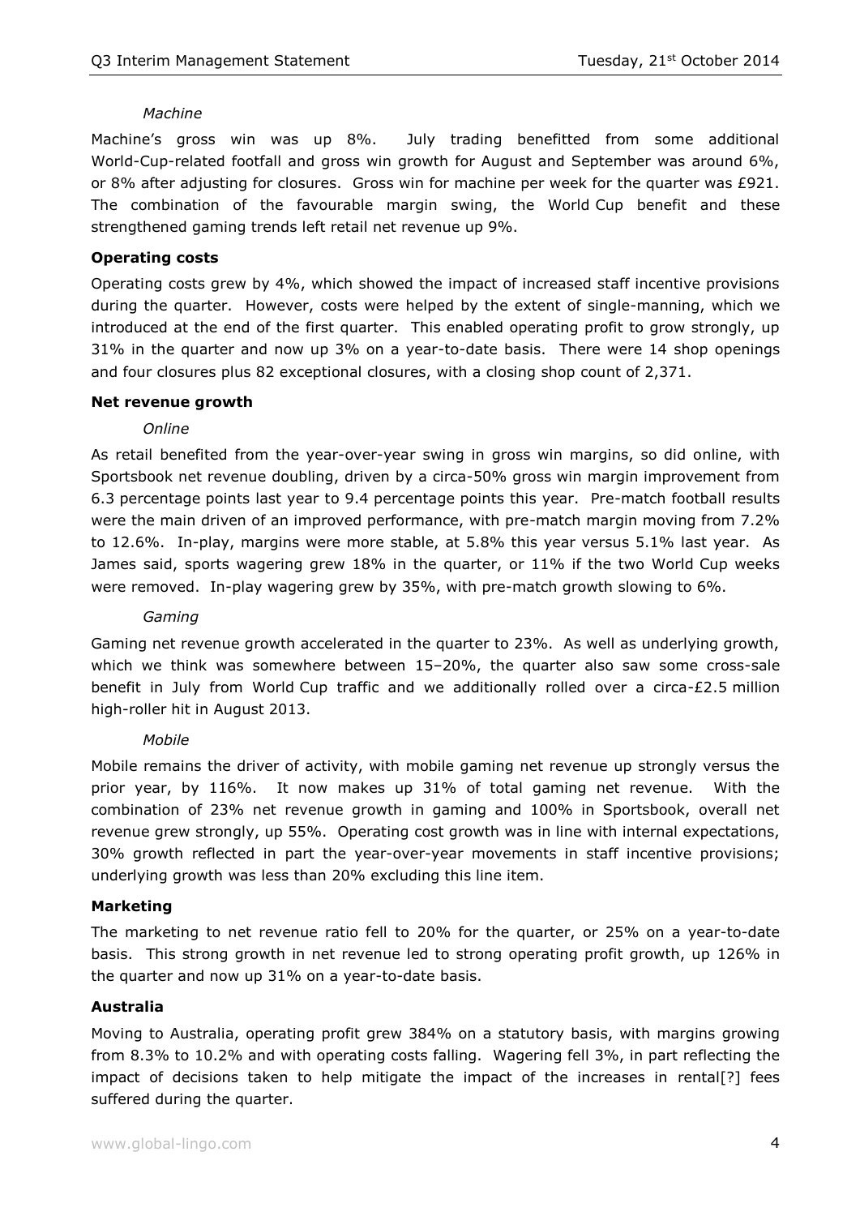*Machine*

Machine's gross win was up 8%. July trading benefitted from some additional World-Cup-related footfall and gross win growth for August and September was around 6%, or 8% after adjusting for closures. Gross win for machine per week for the quarter was £921. The combination of the favourable margin swing, the World Cup benefit and these strengthened gaming trends left retail net revenue up 9%.

**Operating costs**

Operating costs grew by 4%, which showed the impact of increased staff incentive provisions during the quarter. However, costs were helped by the extent of single-manning, which we introduced at the end of the first quarter. This enabled operating profit to grow strongly, up 31% in the quarter and now up 3% on a year-to-date basis. There were 14 shop openings and four closures plus 82 exceptional closures, with a closing shop count of 2,371.

**Net revenue growth**

*Online*

As retail benefited from the year-over-year swing in gross win margins, so did online, with Sportsbook net revenue doubling, driven by a circa-50% gross win margin improvement from 6.3 percentage points last year to 9.4 percentage points this year. Pre-match football results were the main driven of an improved performance, with pre-match margin moving from 7.2% to 12.6%. In-play, margins were more stable, at 5.8% this year versus 5.1% last year. As James said, sports wagering grew 18% in the quarter, or 11% if the two World Cup weeks were removed. In-play wagering grew by 35%, with pre-match growth slowing to 6%.

*Gaming*

Gaming net revenue growth accelerated in the quarter to 23%. As well as underlying growth, which we think was somewhere between 15–20%, the quarter also saw some cross-sale benefit in July from World Cup traffic and we additionally rolled over a circa-£2.5 million high-roller hit in August 2013.

*Mobile*

Mobile remains the driver of activity, with mobile gaming net revenue up strongly versus the prior year, by 116%. It now makes up 31% of total gaming net revenue. With the combination of 23% net revenue growth in gaming and 100% in Sportsbook, overall net revenue grew strongly, up 55%. Operating cost growth was in line with internal expectations, 30% growth reflected in part the year-over-year movements in staff incentive provisions; underlying growth was less than 20% excluding this line item.

**Marketing**

The marketing to net revenue ratio fell to 20% for the quarter, or 25% on a year-to-date basis. This strong growth in net revenue led to strong operating profit growth, up 126% in the quarter and now up 31% on a year-to-date basis.

**Australia**

Moving to Australia, operating profit grew 384% on a statutory basis, with margins growing from 8.3% to 10.2% and with operating costs falling. Wagering fell 3%, in part reflecting the impact of decisions taken to help mitigate the impact of the increases in rental[?] fees suffered during the quarter.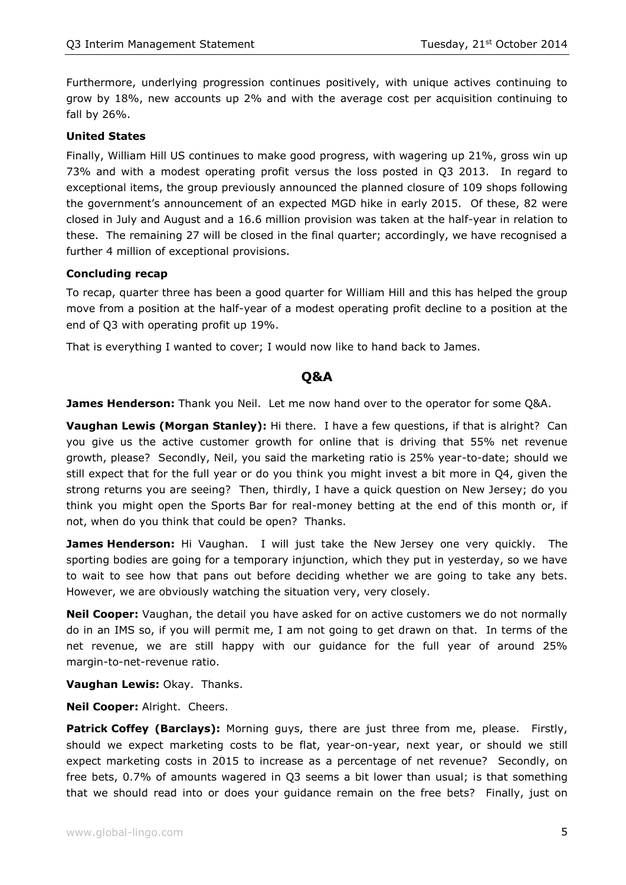Furthermore, underlying progression continues positively, with unique actives continuing to grow by 18%, new accounts up 2% and with the average cost per acquisition continuing to fall by 26%.

**United States**

Finally, William Hill US continues to make good progress, with wagering up 21%, gross win up 73% and with a modest operating profit versus the loss posted in Q3 2013. In regard to exceptional items, the group previously announced the planned closure of 109 shops following the government's announcement of an expected MGD hike in early 2015. Of these, 82 were closed in July and August and a 16.6 million provision was taken at the half-year in relation to these. The remaining 27 will be closed in the final quarter; accordingly, we have recognised a further 4 million of exceptional provisions.

**Concluding recap**

To recap, quarter three has been a good quarter for William Hill and this has helped the group move from a position at the half-year of a modest operating profit decline to a position at the end of Q3 with operating profit up 19%.

That is everything I wanted to cover; I would now like to hand back to James.

## Q&A

**James Henderson:** Thank you Neil. Let me now hand over to the operator for some Q&A.

**Vaughan Lewis (Morgan Stanley):** Hi there. I have a few questions, if that is alright? Can you give us the active customer growth for online that is driving that 55% net revenue growth, please? Secondly, Neil, you said the marketing ratio is 25% year-to-date; should we still expect that for the full year or do you think you might invest a bit more in Q4, given the strong returns you are seeing? Then, thirdly, I have a quick question on New Jersey; do you think you might open the Sports Bar for real-money betting at the end of this month or, if not, when do you think that could be open? Thanks.

**James Henderson:** Hi Vaughan. I will just take the New Jersey one very quickly. The sporting bodies are going for a temporary injunction, which they put in yesterday, so we have to wait to see how that pans out before deciding whether we are going to take any bets. However, we are obviously watching the situation very, very closely.

**Neil Cooper:** Vaughan, the detail you have asked for on active customers we do not normally do in an IMS so, if you will permit me, I am not going to get drawn on that. In terms of the net revenue, we are still happy with our guidance for the full year of around 25% margin-to-net-revenue ratio.

**Vaughan Lewis:** Okay. Thanks.

**Neil Cooper:** Alright. Cheers.

**Patrick Coffey (Barclays):** Morning guys, there are just three from me, please. Firstly, should we expect marketing costs to be flat, year-on-year, next year, or should we still expect marketing costs in 2015 to increase as a percentage of net revenue? Secondly, on free bets, 0.7% of amounts wagered in Q3 seems a bit lower than usual; is that something that we should read into or does your guidance remain on the free bets? Finally, just on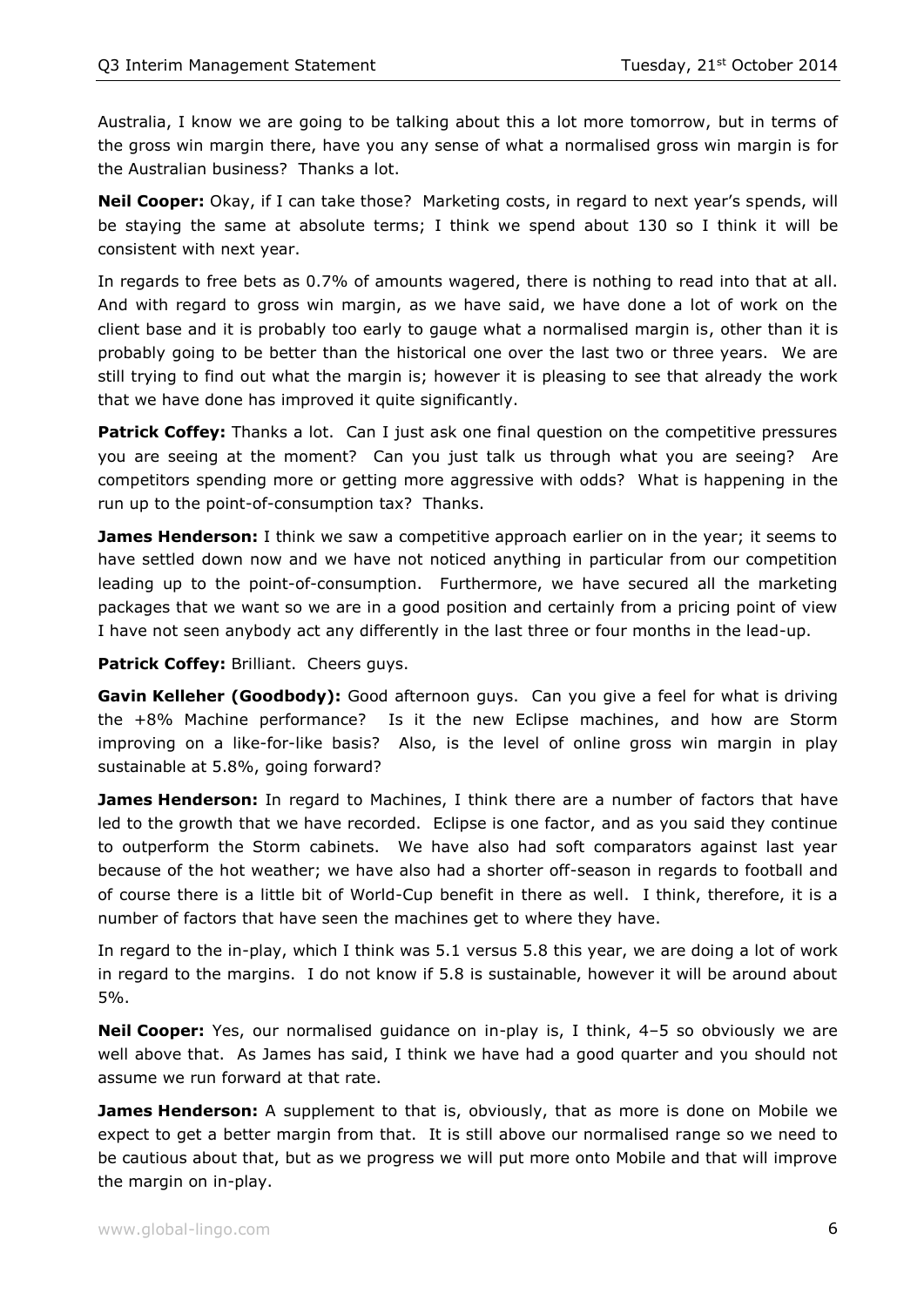Australia, I know we are going to be talking about this a lot more tomorrow, but in terms of the gross win margin there, have you any sense of what a normalised gross win margin is for the Australian business? Thanks a lot.

**Neil Cooper:** Okay, if I can take those? Marketing costs, in regard to next year's spends, will be staying the same at absolute terms; I think we spend about 130 so I think it will be consistent with next year.

In regards to free bets as 0.7% of amounts wagered, there is nothing to read into that at all. And with regard to gross win margin, as we have said, we have done a lot of work on the client base and it is probably too early to gauge what a normalised margin is, other than it is probably going to be better than the historical one over the last two or three years. We are still trying to find out what the margin is; however it is pleasing to see that already the work that we have done has improved it quite significantly.

**Patrick Coffey:** Thanks a lot. Can I just ask one final question on the competitive pressures you are seeing at the moment? Can you just talk us through what you are seeing? Are competitors spending more or getting more aggressive with odds? What is happening in the run up to the point-of-consumption tax? Thanks.

**James Henderson:** I think we saw a competitive approach earlier on in the year; it seems to have settled down now and we have not noticed anything in particular from our competition leading up to the point-of-consumption. Furthermore, we have secured all the marketing packages that we want so we are in a good position and certainly from a pricing point of view I have not seen anybody act any differently in the last three or four months in the lead-up.

**Patrick Coffey:** Brilliant. Cheers guys.

**Gavin Kelleher (Goodbody):** Good afternoon guys. Can you give a feel for what is driving the +8% Machine performance? Is it the new Eclipse machines, and how are Storm improving on a like-for-like basis? Also, is the level of online gross win margin in play sustainable at 5.8%, going forward?

**James Henderson:** In regard to Machines, I think there are a number of factors that have led to the growth that we have recorded. Eclipse is one factor, and as you said they continue to outperform the Storm cabinets. We have also had soft comparators against last year because of the hot weather; we have also had a shorter off-season in regards to football and of course there is a little bit of World-Cup benefit in there as well. I think, therefore, it is a number of factors that have seen the machines get to where they have.

In regard to the in-play, which I think was 5.1 versus 5.8 this year, we are doing a lot of work in regard to the margins. I do not know if 5.8 is sustainable, however it will be around about 5%.

**Neil Cooper:** Yes, our normalised guidance on in-play is, I think, 4–5 so obviously we are well above that. As James has said, I think we have had a good quarter and you should not assume we run forward at that rate.

**James Henderson:** A supplement to that is, obviously, that as more is done on Mobile we expect to get a better margin from that. It is still above our normalised range so we need to be cautious about that, but as we progress we will put more onto Mobile and that will improve the margin on in-play.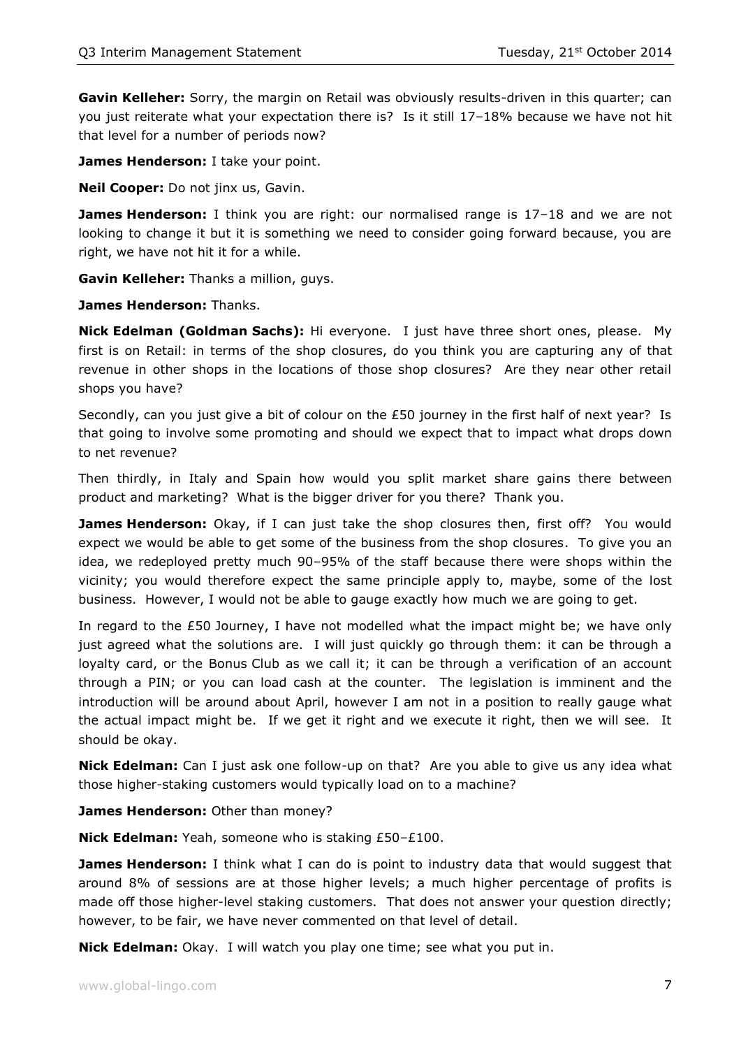**Gavin Kelleher:** Sorry, the margin on Retail was obviously results-driven in this quarter; can you just reiterate what your expectation there is? Is it still 17–18% because we have not hit that level for a number of periods now?

**James Henderson:** I take your point.

**Neil Cooper:** Do not jinx us, Gavin.

**James Henderson:** I think you are right: our normalised range is 17–18 and we are not looking to change it but it is something we need to consider going forward because, you are right, we have not hit it for a while.

**Gavin Kelleher:** Thanks a million, guys.

**James Henderson:** Thanks.

**Nick Edelman (Goldman Sachs):** Hi everyone. I just have three short ones, please. My first is on Retail: in terms of the shop closures, do you think you are capturing any of that revenue in other shops in the locations of those shop closures? Are they near other retail shops you have?

Secondly, can you just give a bit of colour on the £50 journey in the first half of next year? Is that going to involve some promoting and should we expect that to impact what drops down to net revenue?

Then thirdly, in Italy and Spain how would you split market share gains there between product and marketing? What is the bigger driver for you there? Thank you.

**James Henderson:** Okay, if I can just take the shop closures then, first off? You would expect we would be able to get some of the business from the shop closures. To give you an idea, we redeployed pretty much 90–95% of the staff because there were shops within the vicinity; you would therefore expect the same principle apply to, maybe, some of the lost business. However, I would not be able to gauge exactly how much we are going to get.

In regard to the £50 Journey, I have not modelled what the impact might be; we have only just agreed what the solutions are. I will just quickly go through them: it can be through a loyalty card, or the Bonus Club as we call it; it can be through a verification of an account through a PIN; or you can load cash at the counter. The legislation is imminent and the introduction will be around about April, however I am not in a position to really gauge what the actual impact might be. If we get it right and we execute it right, then we will see. It should be okay.

**Nick Edelman:** Can I just ask one follow-up on that? Are you able to give us any idea what those higher-staking customers would typically load on to a machine?

**James Henderson:** Other than money?

**Nick Edelman:** Yeah, someone who is staking £50–£100.

**James Henderson:** I think what I can do is point to industry data that would suggest that around 8% of sessions are at those higher levels; a much higher percentage of profits is made off those higher-level staking customers. That does not answer your question directly; however, to be fair, we have never commented on that level of detail.

**Nick Edelman:** Okay. I will watch you play one time; see what you put in.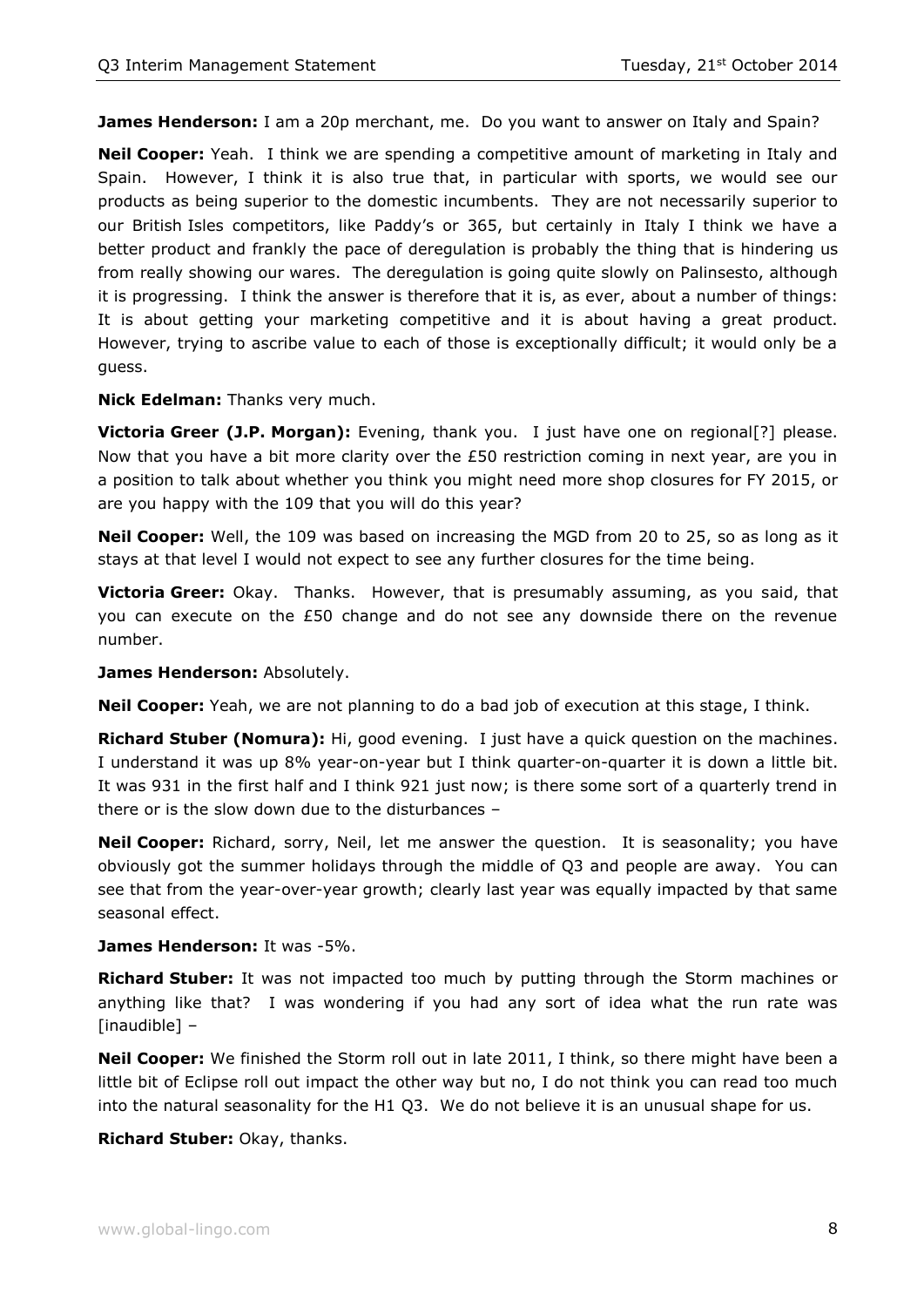**James Henderson:** I am a 20p merchant, me. Do you want to answer on Italy and Spain?

**Neil Cooper:** Yeah. I think we are spending a competitive amount of marketing in Italy and Spain. However, I think it is also true that, in particular with sports, we would see our products as being superior to the domestic incumbents. They are not necessarily superior to our British Isles competitors, like Paddy's or 365, but certainly in Italy I think we have a better product and frankly the pace of deregulation is probably the thing that is hindering us from really showing our wares. The deregulation is going quite slowly on Palinsesto, although it is progressing. I think the answer is therefore that it is, as ever, about a number of things: It is about getting your marketing competitive and it is about having a great product. However, trying to ascribe value to each of those is exceptionally difficult; it would only be a guess.

**Nick Edelman:** Thanks very much.

**Victoria Greer (J.P. Morgan):** Evening, thank you. I just have one on regional[?] please. Now that you have a bit more clarity over the £50 restriction coming in next year, are you in a position to talk about whether you think you might need more shop closures for FY 2015, or are you happy with the 109 that you will do this year?

**Neil Cooper:** Well, the 109 was based on increasing the MGD from 20 to 25, so as long as it stays at that level I would not expect to see any further closures for the time being.

**Victoria Greer:** Okay. Thanks. However, that is presumably assuming, as you said, that you can execute on the £50 change and do not see any downside there on the revenue number.

**James Henderson:** Absolutely.

**Neil Cooper:** Yeah, we are not planning to do a bad job of execution at this stage, I think.

**Richard Stuber (Nomura):** Hi, good evening. I just have a quick question on the machines. I understand it was up 8% year-on-year but I think quarter-on-quarter it is down a little bit. It was 931 in the first half and I think 921 just now; is there some sort of a quarterly trend in there or is the slow down due to the disturbances –

**Neil Cooper:** Richard, sorry, Neil, let me answer the question. It is seasonality; you have obviously got the summer holidays through the middle of Q3 and people are away. You can see that from the year-over-year growth; clearly last year was equally impacted by that same seasonal effect.

**James Henderson:** It was -5%.

**Richard Stuber:** It was not impacted too much by putting through the Storm machines or anything like that? I was wondering if you had any sort of idea what the run rate was [inaudible] –

**Neil Cooper:** We finished the Storm roll out in late 2011, I think, so there might have been a little bit of Eclipse roll out impact the other way but no, I do not think you can read too much into the natural seasonality for the H1 Q3. We do not believe it is an unusual shape for us.

**Richard Stuber:** Okay, thanks.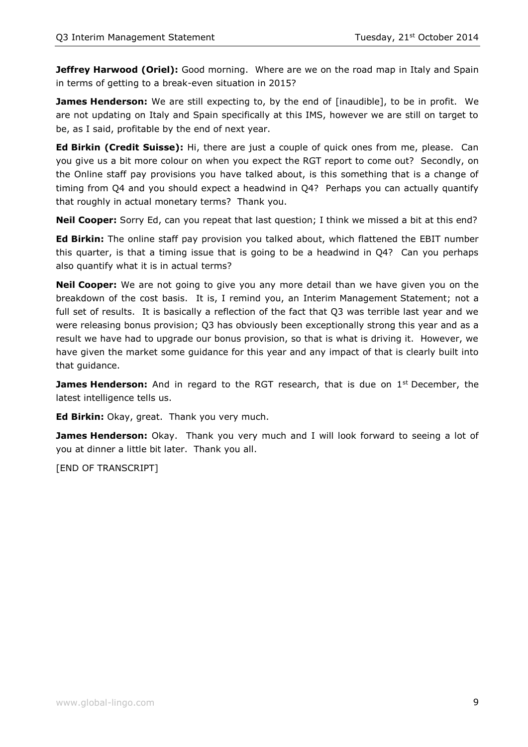**Jeffrey Harwood (Oriel):** Good morning. Where are we on the road map in Italy and Spain in terms of getting to a break-even situation in 2015?

**James Henderson:** We are still expecting to, by the end of [inaudible], to be in profit. We are not updating on Italy and Spain specifically at this IMS, however we are still on target to be, as I said, profitable by the end of next year.

**Ed Birkin (Credit Suisse):** Hi, there are just a couple of quick ones from me, please. Can you give us a bit more colour on when you expect the RGT report to come out? Secondly, on the Online staff pay provisions you have talked about, is this something that is a change of timing from Q4 and you should expect a headwind in Q4? Perhaps you can actually quantify that roughly in actual monetary terms? Thank you.

**Neil Cooper:** Sorry Ed, can you repeat that last question; I think we missed a bit at this end?

**Ed Birkin:** The online staff pay provision you talked about, which flattened the EBIT number this quarter, is that a timing issue that is going to be a headwind in Q4? Can you perhaps also quantify what it is in actual terms?

**Neil Cooper:** We are not going to give you any more detail than we have given you on the breakdown of the cost basis. It is, I remind you, an Interim Management Statement; not a full set of results. It is basically a reflection of the fact that Q3 was terrible last year and we were releasing bonus provision; Q3 has obviously been exceptionally strong this year and as a result we have had to upgrade our bonus provision, so that is what is driving it. However, we have given the market some guidance for this year and any impact of that is clearly built into that guidance.

**James Henderson:** And in regard to the RGT research, that is due on 1st December, the latest intelligence tells us.

**Ed Birkin:** Okay, great. Thank you very much.

**James Henderson:** Okay. Thank you very much and I will look forward to seeing a lot of you at dinner a little bit later. Thank you all.

[END OF TRANSCRIPT]